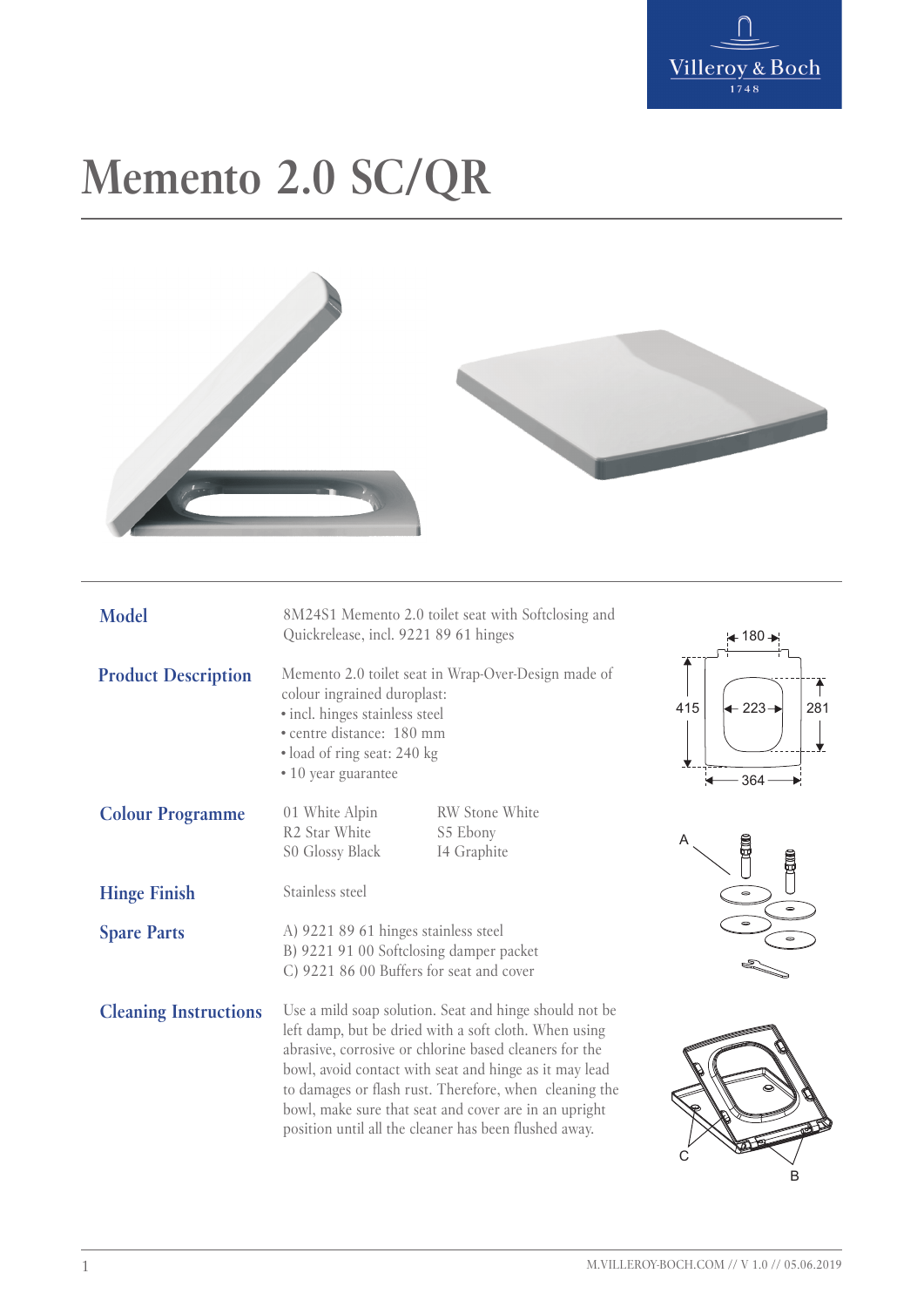# Memento 2.0 SC/QR

## Model

8M24S1 Memento 2.0 toilet seat with Softclosing and Quickrelease, incl. 9221 89 61 hinges

## Product Description

Memento 2.0 toilet seat in Wrap-Over-Design made of colour ingrained duroplast:
- incl. hinges stainless steel
- centre distance: 180 mm
- load of ring seat: 240 kg
- 10 year guarantee

## Colour Programme

| | |
|---|---|
| 01 White Alpin | RW Stone White |
| R2 Star White | S5 Ebony |
| S0 Glossy Black | I4 Graphite |

## Hinge Finish

Stainless steel

## Spare Parts

A) 9221 89 61 hinges stainless steel
B) 9221 91 00 Softclosing damper packet
C) 9221 86 00 Buffers for seat and cover

## Cleaning Instructions

Use a mild soap solution. Seat and hinge should not be left damp, but be dried with a soft cloth. When using abrasive, corrosive or chlorine based cleaners for the bowl, avoid contact with seat and hinge as it may lead to damages or flash rust. Therefore, when cleaning the bowl, make sure that seat and cover are in an upright position until all the cleaner has been flushed away.

M.VILLEROY-BOCH.COM // V 1.0 // 05.06.2019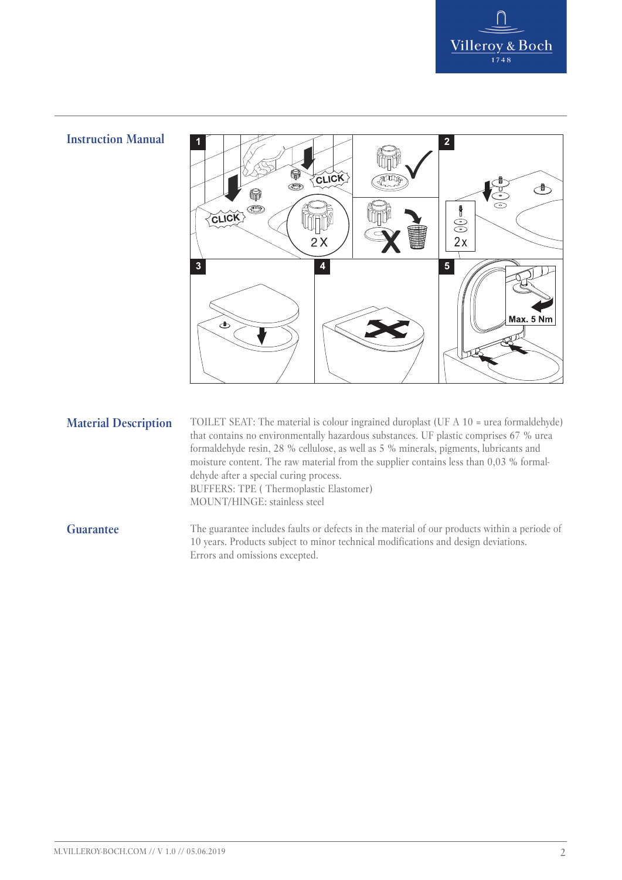## Instruction Manual

1

CLICK

CLICK

2 X

2

2x

3

4

5

Max. 5 Nm

## Material Description

TOILET SEAT: The material is colour ingrained duroplast (UF A 10 = urea formaldehyde) that contains no environmentally hazardous substances. UF plastic comprises 67 % urea formaldehyde resin, 28 % cellulose, as well as 5 % minerals, pigments, lubricants and moisture content. The raw material from the supplier contains less than 0,03 % formaldehyde after a special curing process.
BUFFERS: TPE ( Thermoplastic Elastomer)
MOUNT/HINGE: stainless steel

## Guarantee

The guarantee includes faults or defects in the material of our products within a periode of 10 years. Products subject to minor technical modifications and design deviations.
Errors and omissions excepted.